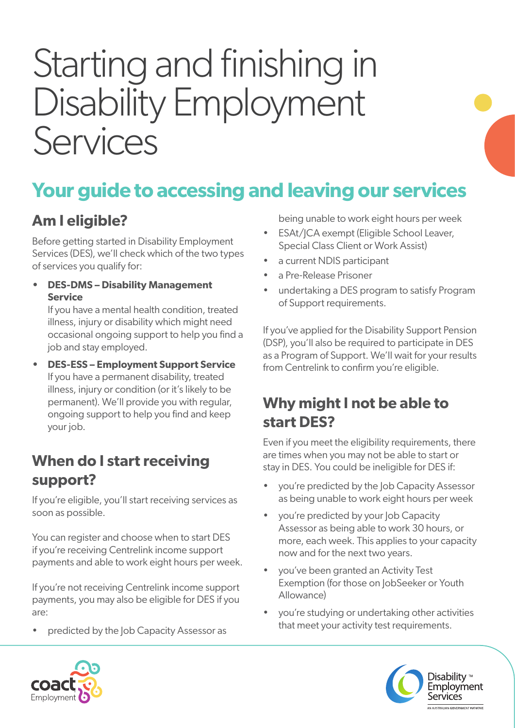# Starting and finishing in Disability Employment Services

## Your guide to accessing and leaving our services

### Am I eligible?

Before getting started in Disability Employment Services (DES), we'll check which of the two types of services you qualify for:

- **DES-DMS – Disability Management Service**
  If you have a mental health condition, treated illness, injury or disability which might need occasional ongoing support to help you find a job and stay employed.
- **DES-ESS – Employment Support Service**
  If you have a permanent disability, treated illness, injury or condition (or it's likely to be permanent). We'll provide you with regular, ongoing support to help you find and keep your job.

### When do I start receiving support?

If you're eligible, you'll start receiving services as soon as possible.

You can register and choose when to start DES if you're receiving Centrelink income support payments and able to work eight hours per week.

If you're not receiving Centrelink income support payments, you may also be eligible for DES if you are:

- predicted by the Job Capacity Assessor as being unable to work eight hours per week
- ESAt/JCA exempt (Eligible School Leaver, Special Class Client or Work Assist)
- a current NDIS participant
- a Pre-Release Prisoner
- undertaking a DES program to satisfy Program of Support requirements.

If you've applied for the Disability Support Pension (DSP), you'll also be required to participate in DES as a Program of Support. We'll wait for your results from Centrelink to confirm you're eligible.

### Why might I not be able to start DES?

Even if you meet the eligibility requirements, there are times when you may not be able to start or stay in DES. You could be ineligible for DES if:

- you're predicted by the Job Capacity Assessor as being unable to work eight hours per week
- you're predicted by your Job Capacity Assessor as being able to work 30 hours, or more, each week. This applies to your capacity now and for the next two years.
- you've been granted an Activity Test Exemption (for those on JobSeeker or Youth Allowance)
- you're studying or undertaking other activities that meet your activity test requirements.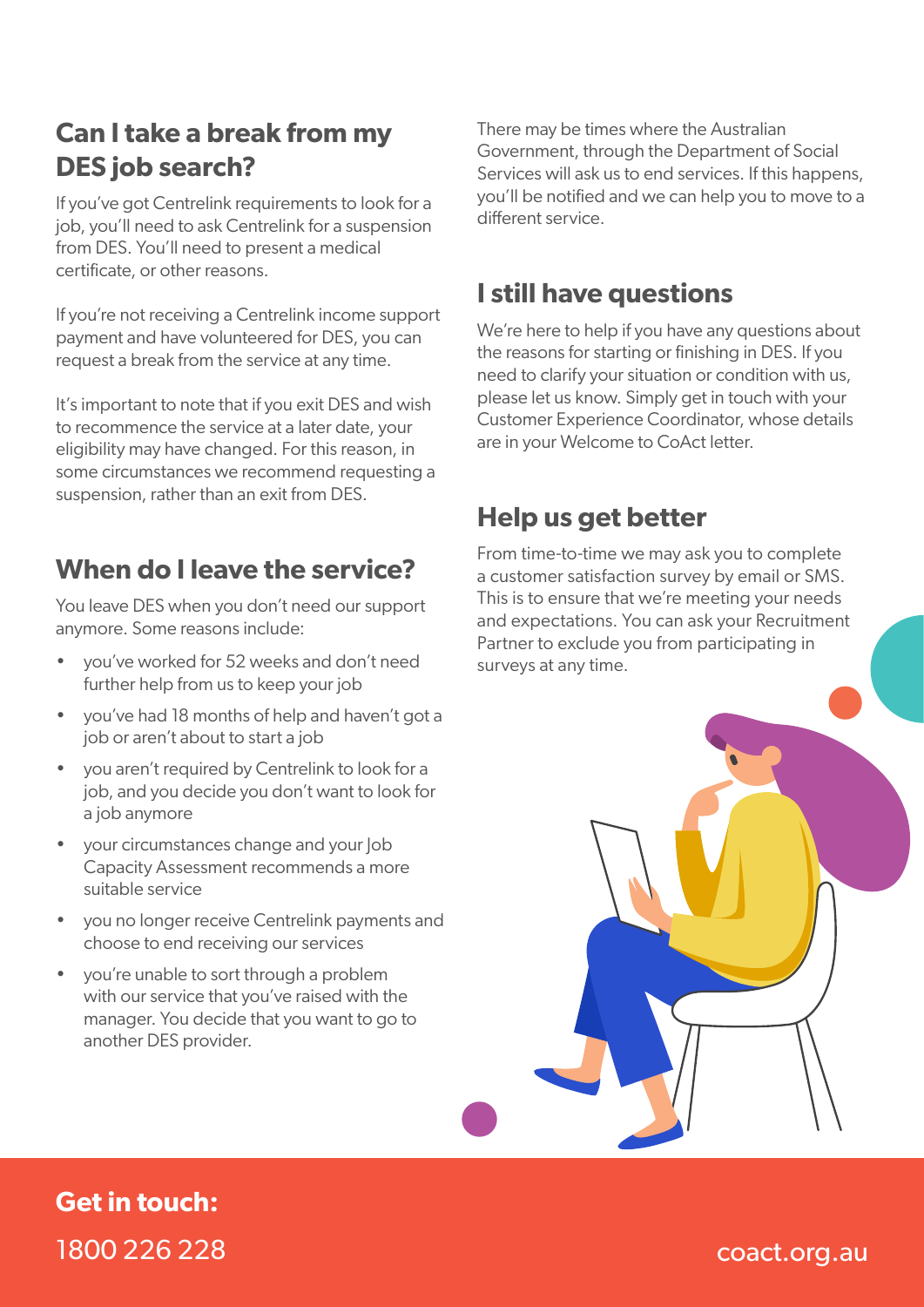## Can I take a break from my DES job search?

If you've got Centrelink requirements to look for a job, you'll need to ask Centrelink for a suspension from DES. You'll need to present a medical certificate, or other reasons.

If you're not receiving a Centrelink income support payment and have volunteered for DES, you can request a break from the service at any time.

It's important to note that if you exit DES and wish to recommence the service at a later date, your eligibility may have changed. For this reason, in some circumstances we recommend requesting a suspension, rather than an exit from DES.

## When do I leave the service?

You leave DES when you don't need our support anymore. Some reasons include:

- you've worked for 52 weeks and don't need further help from us to keep your job
- you've had 18 months of help and haven't got a job or aren't about to start a job
- you aren't required by Centrelink to look for a job, and you decide you don't want to look for a job anymore
- your circumstances change and your Job Capacity Assessment recommends a more suitable service
- you no longer receive Centrelink payments and choose to end receiving our services
- you're unable to sort through a problem with our service that you've raised with the manager. You decide that you want to go to another DES provider.

There may be times where the Australian Government, through the Department of Social Services will ask us to end services. If this happens, you'll be notified and we can help you to move to a different service.

## I still have questions

We're here to help if you have any questions about the reasons for starting or finishing in DES. If you need to clarify your situation or condition with us, please let us know. Simply get in touch with your Customer Experience Coordinator, whose details are in your Welcome to CoAct letter.

## Help us get better

From time-to-time we may ask you to complete a customer satisfaction survey by email or SMS. This is to ensure that we're meeting your needs and expectations. You can ask your Recruitment Partner to exclude you from participating in surveys at any time.

**Get in touch:**

1800 226 228

coact.org.au